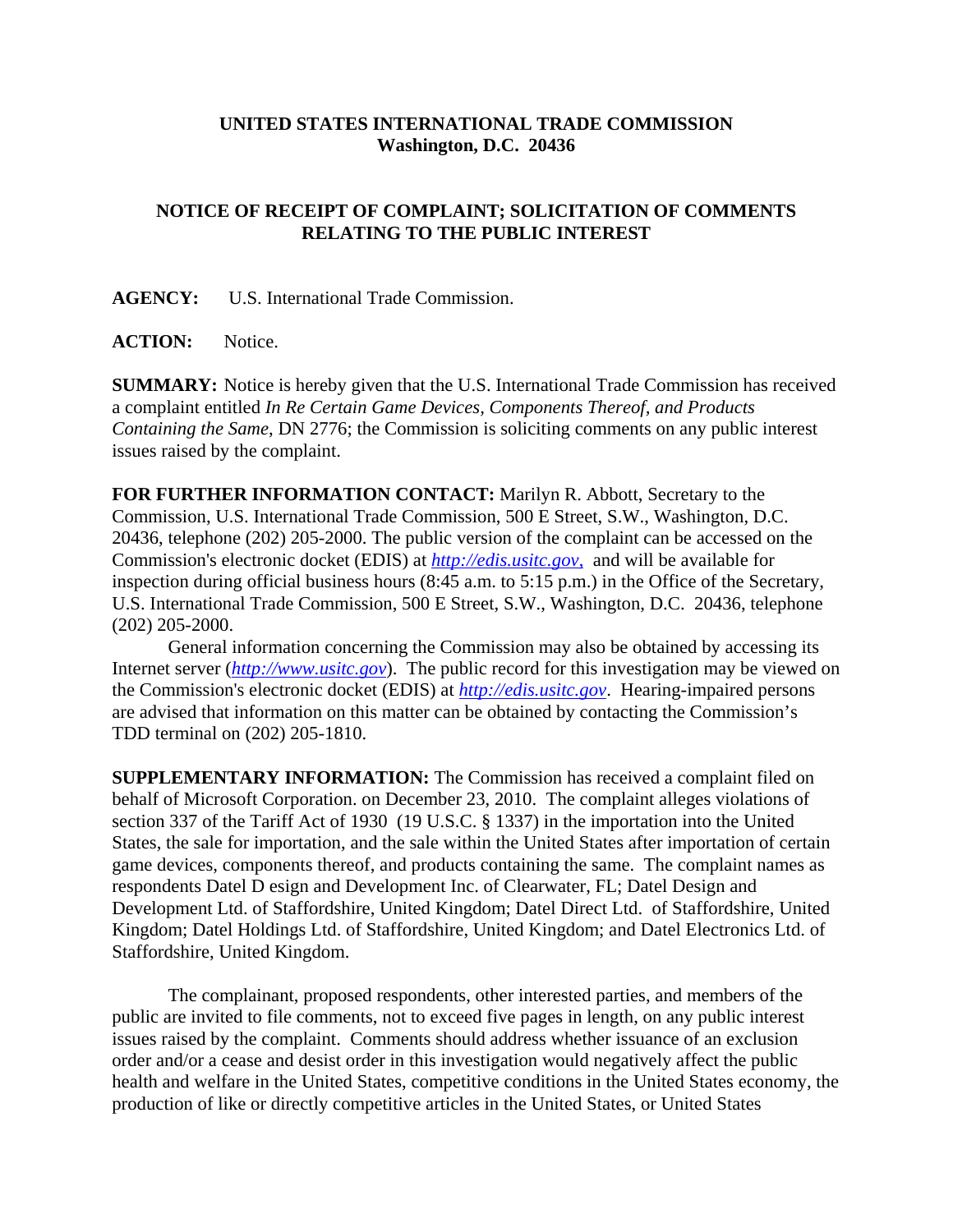**UNITED STATES INTERNATIONAL TRADE COMMISSION**
**Washington, D.C. 20436**

**NOTICE OF RECEIPT OF COMPLAINT; SOLICITATION OF COMMENTS RELATING TO THE PUBLIC INTEREST**

**AGENCY:** U.S. International Trade Commission.

**ACTION:** Notice.

**SUMMARY:** Notice is hereby given that the U.S. International Trade Commission has received a complaint entitled *In Re Certain Game Devices, Components Thereof, and Products Containing the Same*, DN 2776; the Commission is soliciting comments on any public interest issues raised by the complaint.

**FOR FURTHER INFORMATION CONTACT:** Marilyn R. Abbott, Secretary to the Commission, U.S. International Trade Commission, 500 E Street, S.W., Washington, D.C. 20436, telephone (202) 205-2000. The public version of the complaint can be accessed on the Commission's electronic docket (EDIS) at *http://edis.usitc.gov*, and will be available for inspection during official business hours (8:45 a.m. to 5:15 p.m.) in the Office of the Secretary, U.S. International Trade Commission, 500 E Street, S.W., Washington, D.C. 20436, telephone (202) 205-2000.

General information concerning the Commission may also be obtained by accessing its Internet server (*http://www.usitc.gov*). The public record for this investigation may be viewed on the Commission's electronic docket (EDIS) at *http://edis.usitc.gov*. Hearing-impaired persons are advised that information on this matter can be obtained by contacting the Commission's TDD terminal on (202) 205-1810.

**SUPPLEMENTARY INFORMATION:** The Commission has received a complaint filed on behalf of Microsoft Corporation. on December 23, 2010. The complaint alleges violations of section 337 of the Tariff Act of 1930 (19 U.S.C. § 1337) in the importation into the United States, the sale for importation, and the sale within the United States after importation of certain game devices, components thereof, and products containing the same. The complaint names as respondents Datel D esign and Development Inc. of Clearwater, FL; Datel Design and Development Ltd. of Staffordshire, United Kingdom; Datel Direct Ltd. of Staffordshire, United Kingdom; Datel Holdings Ltd. of Staffordshire, United Kingdom; and Datel Electronics Ltd. of Staffordshire, United Kingdom.

The complainant, proposed respondents, other interested parties, and members of the public are invited to file comments, not to exceed five pages in length, on any public interest issues raised by the complaint. Comments should address whether issuance of an exclusion order and/or a cease and desist order in this investigation would negatively affect the public health and welfare in the United States, competitive conditions in the United States economy, the production of like or directly competitive articles in the United States, or United States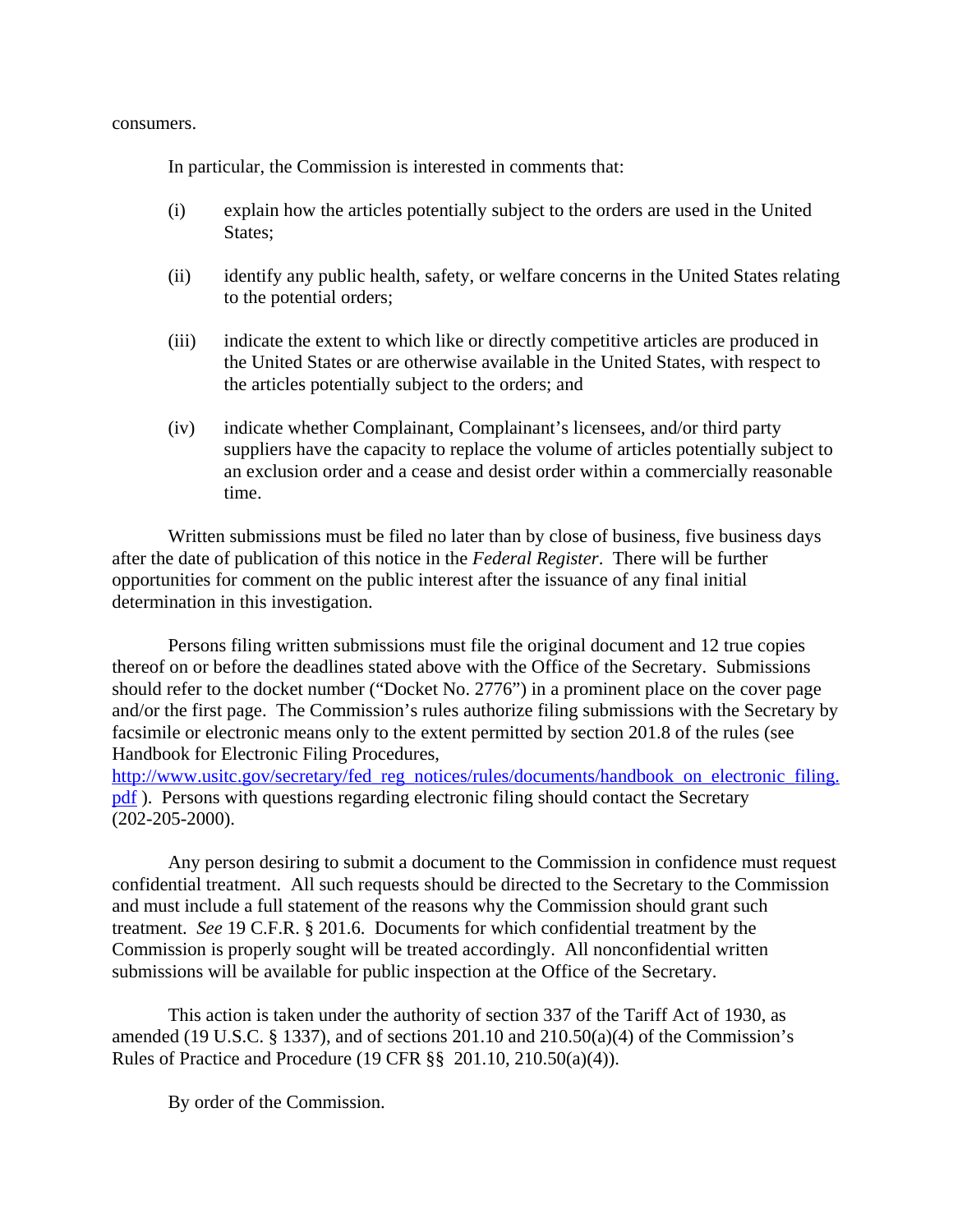consumers.

In particular, the Commission is interested in comments that:

(i) explain how the articles potentially subject to the orders are used in the United States;

(ii) identify any public health, safety, or welfare concerns in the United States relating to the potential orders;

(iii) indicate the extent to which like or directly competitive articles are produced in the United States or are otherwise available in the United States, with respect to the articles potentially subject to the orders; and

(iv) indicate whether Complainant, Complainant's licensees, and/or third party suppliers have the capacity to replace the volume of articles potentially subject to an exclusion order and a cease and desist order within a commercially reasonable time.

Written submissions must be filed no later than by close of business, five business days after the date of publication of this notice in the *Federal Register*. There will be further opportunities for comment on the public interest after the issuance of any final initial determination in this investigation.

Persons filing written submissions must file the original document and 12 true copies thereof on or before the deadlines stated above with the Office of the Secretary. Submissions should refer to the docket number ("Docket No. 2776") in a prominent place on the cover page and/or the first page. The Commission's rules authorize filing submissions with the Secretary by facsimile or electronic means only to the extent permitted by section 201.8 of the rules (see Handbook for Electronic Filing Procedures, [http://www.usitc.gov/secretary/fed_reg_notices/rules/documents/handbook_on_electronic_filing.pdf](http://www.usitc.gov/secretary/fed_reg_notices/rules/documents/handbook_on_electronic_filing.pdf) ). Persons with questions regarding electronic filing should contact the Secretary (202-205-2000).

Any person desiring to submit a document to the Commission in confidence must request confidential treatment. All such requests should be directed to the Secretary to the Commission and must include a full statement of the reasons why the Commission should grant such treatment. *See* 19 C.F.R. § 201.6. Documents for which confidential treatment by the Commission is properly sought will be treated accordingly. All nonconfidential written submissions will be available for public inspection at the Office of the Secretary.

This action is taken under the authority of section 337 of the Tariff Act of 1930, as amended (19 U.S.C. § 1337), and of sections 201.10 and 210.50(a)(4) of the Commission's Rules of Practice and Procedure (19 CFR §§ 201.10, 210.50(a)(4)).

By order of the Commission.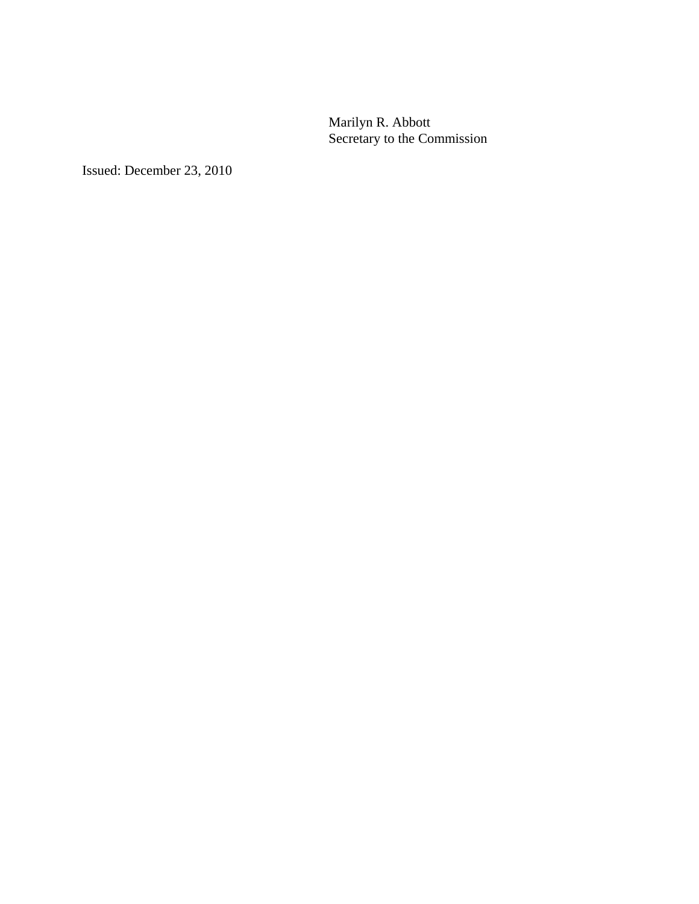Marilyn R. Abbott
Secretary to the Commission

Issued: December 23, 2010